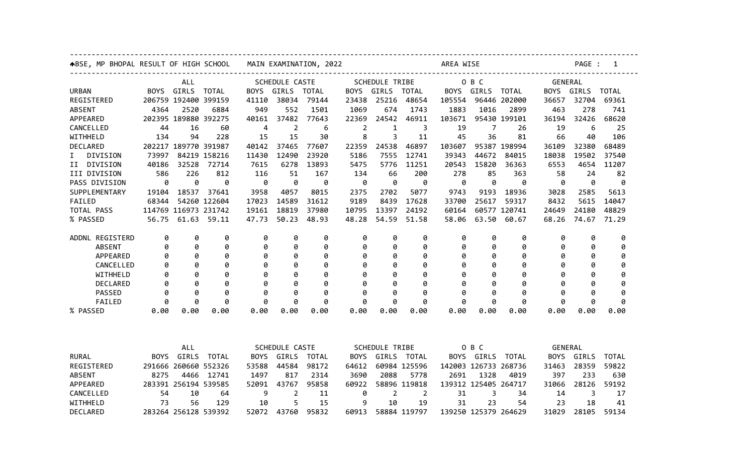BSE, MP BHOPAL RESULT OF HIGH SCHOOL MAIN EXAMINATION, 2022 AREA WISE

| URBAN | ALL | | | SCHEDULE CASTE | | | SCHEDULE TRIBE | | | O B C | | | GENERAL | | |
|---|---|---|---|---|---|---|---|---|---|---|---|---|---|---|---|
| | BOYS | GIRLS | TOTAL | BOYS | GIRLS | TOTAL | BOYS | GIRLS | TOTAL | BOYS | GIRLS | TOTAL | BOYS | GIRLS | TOTAL |
| REGISTERED | 206759 | 192400 | 399159 | 41110 | 38034 | 79144 | 23438 | 25216 | 48654 | 105554 | 96446 | 202000 | 36657 | 32704 | 69361 |
| ABSENT | 4364 | 2520 | 6884 | 949 | 552 | 1501 | 1069 | 674 | 1743 | 1883 | 1016 | 2899 | 463 | 278 | 741 |
| APPEARED | 202395 | 189880 | 392275 | 40161 | 37482 | 77643 | 22369 | 24542 | 46911 | 103671 | 95430 | 199101 | 36194 | 32426 | 68620 |
| CANCELLED | 44 | 16 | 60 | 4 | 2 | 6 | 2 | 1 | 3 | 19 | 7 | 26 | 19 | 6 | 25 |
| WITHHELD | 134 | 94 | 228 | 15 | 15 | 30 | 8 | 3 | 11 | 45 | 36 | 81 | 66 | 40 | 106 |
| DECLARED | 202217 | 189770 | 391987 | 40142 | 37465 | 77607 | 22359 | 24538 | 46897 | 103607 | 95387 | 198994 | 36109 | 32380 | 68489 |
| I DIVISION | 73997 | 84219 | 158216 | 11430 | 12490 | 23920 | 5186 | 7555 | 12741 | 39343 | 44672 | 84015 | 18038 | 19502 | 37540 |
| II DIVISION | 40186 | 32528 | 72714 | 7615 | 6278 | 13893 | 5475 | 5776 | 11251 | 20543 | 15820 | 36363 | 6553 | 4654 | 11207 |
| III DIVISION | 586 | 226 | 812 | 116 | 51 | 167 | 134 | 66 | 200 | 278 | 85 | 363 | 58 | 24 | 82 |
| PASS DIVISION | 0 | 0 | 0 | 0 | 0 | 0 | 0 | 0 | 0 | 0 | 0 | 0 | 0 | 0 | 0 |
| SUPPLEMENTARY | 19104 | 18537 | 37641 | 3958 | 4057 | 8015 | 2375 | 2702 | 5077 | 9743 | 9193 | 18936 | 3028 | 2585 | 5613 |
| FAILED | 68344 | 54260 | 122604 | 17023 | 14589 | 31612 | 9189 | 8439 | 17628 | 33700 | 25617 | 59317 | 8432 | 5615 | 14047 |
| TOTAL PASS | 114769 | 116973 | 231742 | 19161 | 18819 | 37980 | 10795 | 13397 | 24192 | 60164 | 60577 | 120741 | 24649 | 24180 | 48829 |
| % PASSED | 56.75 | 61.63 | 59.11 | 47.73 | 50.23 | 48.93 | 48.28 | 54.59 | 51.58 | 58.06 | 63.50 | 60.67 | 68.26 | 74.67 | 71.29 |
| ADDNL REGISTERD | 0 | 0 | 0 | 0 | 0 | 0 | 0 | 0 | 0 | 0 | 0 | 0 | 0 | 0 | 0 |
| ABSENT | 0 | 0 | 0 | 0 | 0 | 0 | 0 | 0 | 0 | 0 | 0 | 0 | 0 | 0 | 0 |
| APPEARED | 0 | 0 | 0 | 0 | 0 | 0 | 0 | 0 | 0 | 0 | 0 | 0 | 0 | 0 | 0 |
| CANCELLED | 0 | 0 | 0 | 0 | 0 | 0 | 0 | 0 | 0 | 0 | 0 | 0 | 0 | 0 | 0 |
| WITHHELD | 0 | 0 | 0 | 0 | 0 | 0 | 0 | 0 | 0 | 0 | 0 | 0 | 0 | 0 | 0 |
| DECLARED | 0 | 0 | 0 | 0 | 0 | 0 | 0 | 0 | 0 | 0 | 0 | 0 | 0 | 0 | 0 |
| PASSED | 0 | 0 | 0 | 0 | 0 | 0 | 0 | 0 | 0 | 0 | 0 | 0 | 0 | 0 | 0 |
| FAILED | 0 | 0 | 0 | 0 | 0 | 0 | 0 | 0 | 0 | 0 | 0 | 0 | 0 | 0 | 0 |
| % PASSED | 0.00 | 0.00 | 0.00 | 0.00 | 0.00 | 0.00 | 0.00 | 0.00 | 0.00 | 0.00 | 0.00 | 0.00 | 0.00 | 0.00 | 0.00 |

| RURAL | ALL | | | SCHEDULE CASTE | | | SCHEDULE TRIBE | | | O B C | | | GENERAL | | |
|---|---|---|---|---|---|---|---|---|---|---|---|---|---|---|---|
| | BOYS | GIRLS | TOTAL | BOYS | GIRLS | TOTAL | BOYS | GIRLS | TOTAL | BOYS | GIRLS | TOTAL | BOYS | GIRLS | TOTAL |
| REGISTERED | 291666 | 260660 | 552326 | 53588 | 44584 | 98172 | 64612 | 60984 | 125596 | 142003 | 126733 | 268736 | 31463 | 28359 | 59822 |
| ABSENT | 8275 | 4466 | 12741 | 1497 | 817 | 2314 | 3690 | 2088 | 5778 | 2691 | 1328 | 4019 | 397 | 233 | 630 |
| APPEARED | 283391 | 256194 | 539585 | 52091 | 43767 | 95858 | 60922 | 58896 | 119818 | 139312 | 125405 | 264717 | 31066 | 28126 | 59192 |
| CANCELLED | 54 | 10 | 64 | 9 | 2 | 11 | 0 | 2 | 2 | 31 | 3 | 34 | 14 | 3 | 17 |
| WITHHELD | 73 | 56 | 129 | 10 | 5 | 15 | 9 | 10 | 19 | 31 | 23 | 54 | 23 | 18 | 41 |
| DECLARED | 283264 | 256128 | 539392 | 52072 | 43760 | 95832 | 60913 | 58884 | 119797 | 139250 | 125379 | 264629 | 31029 | 28105 | 59134 |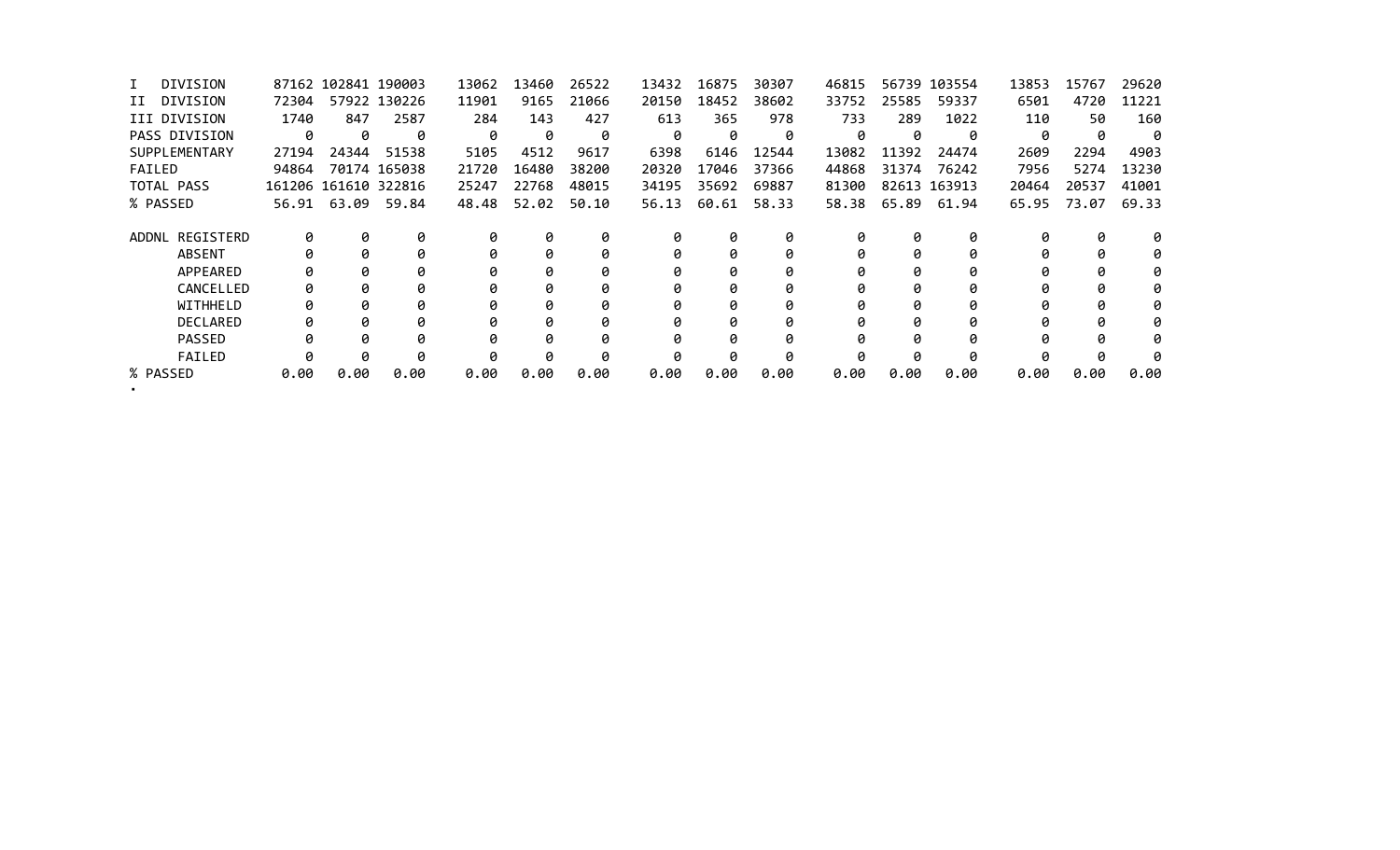| | | | | | | | | | | | | | | | |
|---|---|---|---|---|---|---|---|---|---|---|---|---|---|---|---|
| I DIVISION | 87162 | 102841 | 190003 | 13062 | 13460 | 26522 | 13432 | 16875 | 30307 | 46815 | 56739 | 103554 | 13853 | 15767 | 29620 |
| II DIVISION | 72304 | 57922 | 130226 | 11901 | 9165 | 21066 | 20150 | 18452 | 38602 | 33752 | 25585 | 59337 | 6501 | 4720 | 11221 |
| III DIVISION | 1740 | 847 | 2587 | 284 | 143 | 427 | 613 | 365 | 978 | 733 | 289 | 1022 | 110 | 50 | 160 |
| PASS DIVISION | 0 | 0 | 0 | 0 | 0 | 0 | 0 | 0 | 0 | 0 | 0 | 0 | 0 | 0 | 0 |
| SUPPLEMENTARY | 27194 | 24344 | 51538 | 5105 | 4512 | 9617 | 6398 | 6146 | 12544 | 13082 | 11392 | 24474 | 2609 | 2294 | 4903 |
| FAILED | 94864 | 70174 | 165038 | 21720 | 16480 | 38200 | 20320 | 17046 | 37366 | 44868 | 31374 | 76242 | 7956 | 5274 | 13230 |
| TOTAL PASS | 161206 | 161610 | 322816 | 25247 | 22768 | 48015 | 34195 | 35692 | 69887 | 81300 | 82613 | 163913 | 20464 | 20537 | 41001 |
| % PASSED | 56.91 | 63.09 | 59.84 | 48.48 | 52.02 | 50.10 | 56.13 | 60.61 | 58.33 | 58.38 | 65.89 | 61.94 | 65.95 | 73.07 | 69.33 |
| ADDNL REGISTERD | 0 | 0 | 0 | 0 | 0 | 0 | 0 | 0 | 0 | 0 | 0 | 0 | 0 | 0 | 0 |
| ABSENT | 0 | 0 | 0 | 0 | 0 | 0 | 0 | 0 | 0 | 0 | 0 | 0 | 0 | 0 | 0 |
| APPEARED | 0 | 0 | 0 | 0 | 0 | 0 | 0 | 0 | 0 | 0 | 0 | 0 | 0 | 0 | 0 |
| CANCELLED | 0 | 0 | 0 | 0 | 0 | 0 | 0 | 0 | 0 | 0 | 0 | 0 | 0 | 0 | 0 |
| WITHHELD | 0 | 0 | 0 | 0 | 0 | 0 | 0 | 0 | 0 | 0 | 0 | 0 | 0 | 0 | 0 |
| DECLARED | 0 | 0 | 0 | 0 | 0 | 0 | 0 | 0 | 0 | 0 | 0 | 0 | 0 | 0 | 0 |
| PASSED | 0 | 0 | 0 | 0 | 0 | 0 | 0 | 0 | 0 | 0 | 0 | 0 | 0 | 0 | 0 |
| FAILED | 0 | 0 | 0 | 0 | 0 | 0 | 0 | 0 | 0 | 0 | 0 | 0 | 0 | 0 | 0 |
| % PASSED | 0.00 | 0.00 | 0.00 | 0.00 | 0.00 | 0.00 | 0.00 | 0.00 | 0.00 | 0.00 | 0.00 | 0.00 | 0.00 | 0.00 | 0.00 |

.